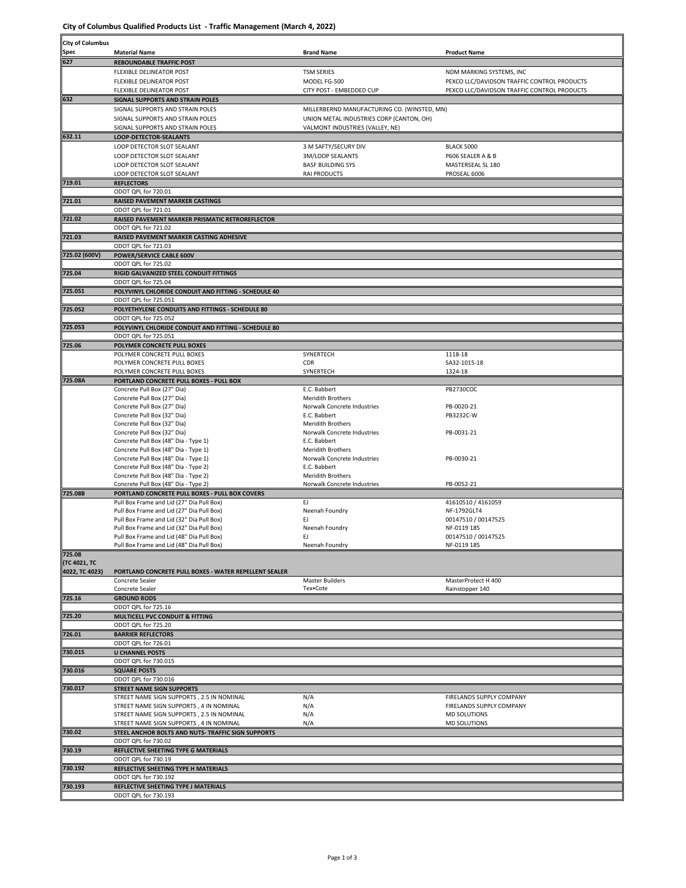# City of Columbus Qualified Products List - Traffic Management (March 4, 2022)

| City of Columbus Spec | Material Name | Brand Name | Product Name |
|---|---|---|---|
| 627 | **REBOUNDABLE TRAFFIC POST** | | |
| | FLEXIBLE DELINEATOR POST | TSM SERIES | NDM MARKING SYSTEMS, INC |
| | FLEXIBLE DELINEATOR POST | MODEL FG-500 | PEXCO LLC/DAVIDSON TRAFFIC CONTROL PRODUCTS |
| | FLEXIBLE DELINEATOR POST | CITY POST - EMBEDDED CUP | PEXCO LLC/DAVIDSON TRAFFIC CONTROL PRODUCTS |
| 632 | **SIGNAL SUPPORTS AND STRAIN POLES** | | |
| | SIGNAL SUPPORTS AND STRAIN POLES | MILLERBERND MANUFACTURING CO. (WINSTED, MN) | |
| | SIGNAL SUPPORTS AND STRAIN POLES | UNION METAL INDUSTRIES CORP (CANTON, OH) | |
| | SIGNAL SUPPORTS AND STRAIN POLES | VALMONT INDUSTRIES (VALLEY, NE) | |
| 632.11 | **LOOP-DETECTOR-SEALANTS** | | |
| | LOOP DETECTOR SLOT SEALANT | 3 M SAFTY/SECURY DIV | BLACK 5000 |
| | LOOP DETECTOR SLOT SEALANT | 3M/LOOP SEALANTS | P606 SEALER A & B |
| | LOOP DETECTOR SLOT SEALANT | BASF BUILDING SYS | MASTERSEAL SL 180 |
| | LOOP DETECTOR SLOT SEALANT | RAI PRODUCTS | PROSEAL 6006 |
| 719.01 | **REFLECTORS** | | |
| | ODOT QPL for 720.01 | | |
| 721.01 | **RAISED PAVEMENT MARKER CASTINGS** | | |
| | ODOT QPL for 721.01 | | |
| 721.02 | **RAISED PAVEMENT MARKER PRISMATIC RETROREFLECTOR** | | |
| | ODOT QPL for 721.02 | | |
| 721.03 | **RAISED PAVEMENT MARKER CASTING ADHESIVE** | | |
| | ODOT QPL for 721.03 | | |
| 725.02 (600V) | **POWER/SERVICE CABLE 600V** | | |
| | ODOT QPL for 725.02 | | |
| 725.04 | **RIGID GALVANIZED STEEL CONDUIT FITTINGS** | | |
| | ODOT QPL for 725.04 | | |
| 725.051 | **POLYVINYL CHLORIDE CONDUIT AND FITTING - SCHEDULE 40** | | |
| | ODOT QPL for 725.051 | | |
| 725.052 | **POLYETHYLENE CONDUITS AND FITTINGS - SCHEDULE 80** | | |
| | ODOT QPL for 725.052 | | |
| 725.053 | **POLYVINYL CHLORIDE CONDUIT AND FITTING - SCHEDULE 80** | | |
| | ODOT QPL for 725.051 | | |
| 725.06 | **POLYMER CONCRETE PULL BOXES** | | |
| | POLYMER CONCRETE PULL BOXES | SYNERTECH | 1118-18 |
| | POLYMER CONCRETE PULL BOXES | CDR | SA32-1015-18 |
| | POLYMER CONCRETE PULL BOXES | SYNERTECH | 1324-18 |
| 725.08A | **PORTLAND CONCRETE PULL BOXES - PULL BOX** | | |
| | Concrete Pull Box (27" Dia) | E.C. Babbert | PB2730COC |
| | Concrete Pull Box (27" Dia) | Meridith Brothers | |
| | Concrete Pull Box (27" Dia) | Norwalk Concrete Industries | PB-0020-21 |
| | Concrete Pull Box (32" Dia) | E.C. Babbert | PB3232C-W |
| | Concrete Pull Box (32" Dia) | Meridith Brothers | |
| | Concrete Pull Box (32" Dia) | Norwalk Concrete Industries | PB-0031-21 |
| | Concrete Pull Box (48" Dia - Type 1) | E.C. Babbert | |
| | Concrete Pull Box (48" Dia - Type 1) | Meridith Brothers | |
| | Concrete Pull Box (48" Dia - Type 1) | Norwalk Concrete Industries | PB-0030-21 |
| | Concrete Pull Box (48" Dia - Type 2) | E.C. Babbert | |
| | Concrete Pull Box (48" Dia - Type 2) | Meridith Brothers | |
| | Concrete Pull Box (48" Dia - Type 2) | Norwalk Concrete Industries | PB-0052-21 |
| 725.08B | **PORTLAND CONCRETE PULL BOXES - PULL BOX COVERS** | | |
| | Pull Box Frame and Lid (27" Dia Pull Box) | EJ | 41610510 / 4161059 |
| | Pull Box Frame and Lid (27" Dia Pull Box) | Neenah Foundry | NF-1792GLT4 |
| | Pull Box Frame and Lid (32" Dia Pull Box) | EJ | 00147510 / 00147525 |
| | Pull Box Frame and Lid (32" Dia Pull Box) | Neenah Foundry | NF-0119 185 |
| | Pull Box Frame and Lid (48" Dia Pull Box) | EJ | 00147510 / 00147525 |
| | Pull Box Frame and Lid (48" Dia Pull Box) | Neenah Foundry | NF-0119 185 |
| 725.08 (TC 4021, TC 4022, TC 4023) | **PORTLAND CONCRETE PULL BOXES - WATER REPELLENT SEALER** | | |
| | Concrete Sealer | Master Builders | MasterProtect H 400 |
| | Concrete Sealer | Tex•Cote | Rainstopper 140 |
| 725.16 | **GROUND RODS** | | |
| | ODOT QPL for 725.16 | | |
| 725.20 | **MULTICELL PVC CONDUIT & FITTING** | | |
| | ODOT QPL for 725.20 | | |
| 726.01 | **BARRIER REFLECTORS** | | |
| | ODOT QPL for 726.01 | | |
| 730.015 | **U CHANNEL POSTS** | | |
| | ODOT QPL for 730.015 | | |
| 730.016 | **SQUARE POSTS** | | |
| | ODOT QPL for 730.016 | | |
| 730.017 | **STREET NAME SIGN SUPPORTS** | | |
| | STREET NAME SIGN SUPPORTS , 2.5 IN NOMINAL | N/A | FIRELANDS SUPPLY COMPANY |
| | STREET NAME SIGN SUPPORTS , 4 IN NOMINAL | N/A | FIRELANDS SUPPLY COMPANY |
| | STREET NAME SIGN SUPPORTS , 2.5 IN NOMINAL | N/A | MD SOLUTIONS |
| | STREET NAME SIGN SUPPORTS , 4 IN NOMINAL | N/A | MD SOLUTIONS |
| 730.02 | **STEEL ANCHOR BOLTS AND NUTS- TRAFFIC SIGN SUPPORTS** | | |
| | ODOT QPL for 730.02 | | |
| 730.19 | **REFLECTIVE SHEETING TYPE G MATERIALS** | | |
| | ODOT QPL for 730.19 | | |
| 730.192 | **REFLECTIVE SHEETING TYPE H MATERIALS** | | |
| | ODOT QPL for 730.192 | | |
| 730.193 | **REFLECTIVE SHEETING TYPE J MATERIALS** | | |
| | ODOT QPL for 730.193 | | |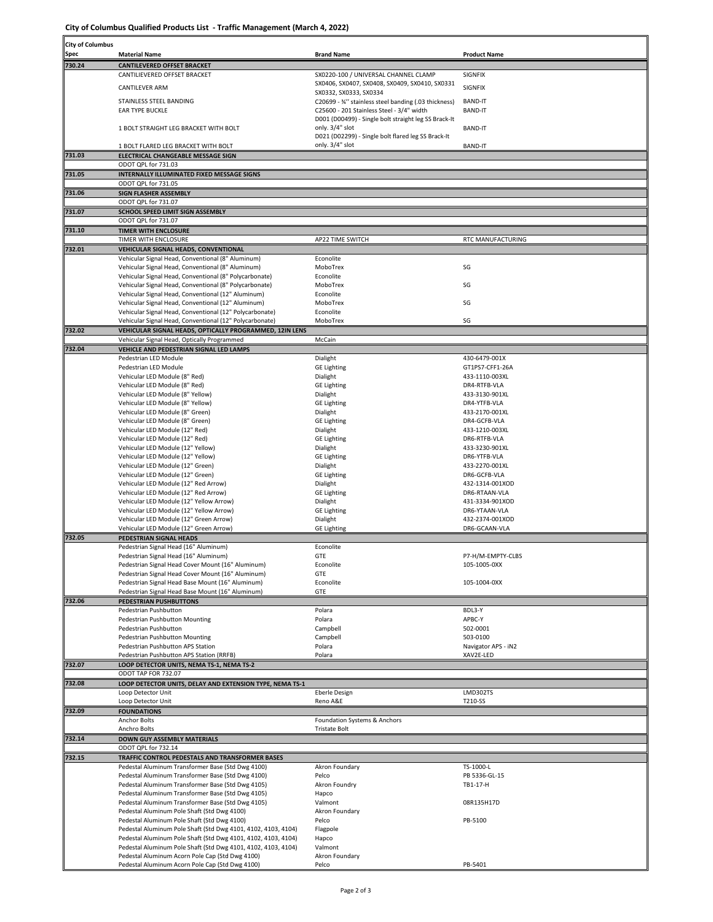## City of Columbus Qualified Products List - Traffic Management (March 4, 2022)

| City of Columbus Spec | Material Name | Brand Name | Product Name |
|---|---|---|---|
| 730.24 | **CANTILEVERED OFFSET BRACKET** | | |
| | CANTILIEVERED OFFSET BRACKET | SX0220-100 / UNIVERSAL CHANNEL CLAMP | SIGNFIX |
| | CANTILEVER ARM | SX0406, SX0407, SX0408, SX0409, SX0410, SX0331 SX0332, SX0333, SX0334 | SIGNFIX |
| | STAINLESS STEEL BANDING | C20699 - ¾'' stainless steel banding (.03 thickness) | BAND-IT |
| | EAR TYPE BUCKLE | C25600 - 201 Stainless Steel - 3/4" width | BAND-IT |
| | 1 BOLT STRAIGHT LEG BRACKET WITH BOLT | D001 (D00499) - Single bolt straight leg SS Brack-It only. 3/4" slot | BAND-IT |
| | 1 BOLT FLARED LEG BRACKET WITH BOLT | D021 (D02299) - Single bolt flared leg SS Brack-It only. 3/4" slot | BAND-IT |
| 731.03 | **ELECTRICAL CHANGEABLE MESSAGE SIGN** | | |
| | ODOT QPL for 731.03 | | |
| 731.05 | **INTERNALLY ILLUMINATED FIXED MESSAGE SIGNS** | | |
| | ODOT QPL for 731.05 | | |
| 731.06 | **SIGN FLASHER ASSEMBLY** | | |
| | ODOT QPL for 731.07 | | |
| 731.07 | **SCHOOL SPEED LIMIT SIGN ASSEMBLY** | | |
| | ODOT QPL for 731.07 | | |
| 731.10 | **TIMER WITH ENCLOSURE** | | |
| | TIMER WITH ENCLOSURE | AP22 TIME SWITCH | RTC MANUFACTURING |
| 732.01 | **VEHICULAR SIGNAL HEADS, CONVENTIONAL** | | |
| | Vehicular Signal Head, Conventional (8" Aluminum) | Econolite | |
| | Vehicular Signal Head, Conventional (8" Aluminum) | MoboTrex | SG |
| | Vehicular Signal Head, Conventional (8" Polycarbonate) | Econolite | |
| | Vehicular Signal Head, Conventional (8" Polycarbonate) | MoboTrex | SG |
| | Vehicular Signal Head, Conventional (12" Aluminum) | Econolite | |
| | Vehicular Signal Head, Conventional (12" Aluminum) | MoboTrex | SG |
| | Vehicular Signal Head, Conventional (12" Polycarbonate) | Econolite | |
| | Vehicular Signal Head, Conventional (12" Polycarbonate) | MoboTrex | SG |
| 732.02 | **VEHICULAR SIGNAL HEADS, OPTICALLY PROGRAMMED, 12IN LENS** | | |
| | Vehicular Signal Head, Optically Programmed | McCain | |
| 732.04 | **VEHICLE AND PEDESTRIAN SIGNAL LED LAMPS** | | |
| | Pedestrian LED Module | Dialight | 430-6479-001X |
| | Pedestrian LED Module | GE Lighting | GT1PS7-CFF1-26A |
| | Vehicular LED Module (8" Red) | Dialight | 433-1110-003XL |
| | Vehicular LED Module (8" Red) | GE Lighting | DR4-RTFB-VLA |
| | Vehicular LED Module (8" Yellow) | Dialight | 433-3130-901XL |
| | Vehicular LED Module (8" Yellow) | GE Lighting | DR4-YTFB-VLA |
| | Vehicular LED Module (8" Green) | Dialight | 433-2170-001XL |
| | Vehicular LED Module (8" Green) | GE Lighting | DR4-GCFB-VLA |
| | Vehicular LED Module (12" Red) | Dialight | 433-1210-003XL |
| | Vehicular LED Module (12" Red) | GE Lighting | DR6-RTFB-VLA |
| | Vehicular LED Module (12" Yellow) | Dialight | 433-3230-901XL |
| | Vehicular LED Module (12" Yellow) | GE Lighting | DR6-YTFB-VLA |
| | Vehicular LED Module (12" Green) | Dialight | 433-2270-001XL |
| | Vehicular LED Module (12" Green) | GE Lighting | DR6-GCFB-VLA |
| | Vehicular LED Module (12" Red Arrow) | Dialight | 432-1314-001XOD |
| | Vehicular LED Module (12" Red Arrow) | GE Lighting | DR6-RTAAN-VLA |
| | Vehicular LED Module (12" Yellow Arrow) | Dialight | 431-3334-901XOD |
| | Vehicular LED Module (12" Yellow Arrow) | GE Lighting | DR6-YTAAN-VLA |
| | Vehicular LED Module (12" Green Arrow) | Dialight | 432-2374-001XOD |
| | Vehicular LED Module (12" Green Arrow) | GE Lighting | DR6-GCAAN-VLA |
| 732.05 | **PEDESTRIAN SIGNAL HEADS** | | |
| | Pedestrian Signal Head (16" Aluminum) | Econolite | |
| | Pedestrian Signal Head (16" Aluminum) | GTE | P7-H/M-EMPTY-CLBS |
| | Pedestrian Signal Head Cover Mount (16" Aluminum) | Econolite | 105-1005-0XX |
| | Pedestrian Signal Head Cover Mount (16" Aluminum) | GTE | |
| | Pedestrian Signal Head Base Mount (16" Aluminum) | Econolite | 105-1004-0XX |
| | Pedestrian Signal Head Base Mount (16" Aluminum) | GTE | |
| 732.06 | **PEDESTRIAN PUSHBUTTONS** | | |
| | Pedestrian Pushbutton | Polara | BDL3-Y |
| | Pedestrian Pushbutton Mounting | Polara | APBC-Y |
| | Pedestrian Pushbutton | Campbell | 502-0001 |
| | Pedestrian Pushbutton Mounting | Campbell | 503-0100 |
| | Pedestrian Pushbutton APS Station | Polara | Navigator APS - iN2 |
| | Pedestrian Pushbutton APS Station (RRFB) | Polara | XAV2E-LED |
| 732.07 | **LOOP DETECTOR UNITS, NEMA TS-1, NEMA TS-2** | | |
| | ODOT TAP FOR 732.07 | | |
| 732.08 | **LOOP DETECTOR UNITS, DELAY AND EXTENSION TYPE, NEMA TS-1** | | |
| | Loop Detector Unit | Eberle Design | LMD302TS |
| | Loop Detector Unit | Reno A&E | T210-SS |
| 732.09 | **FOUNDATIONS** | | |
| | Anchor Bolts | Foundation Systems & Anchors | |
| | Anchro Bolts | Tristate Bolt | |
| 732.14 | **DOWN GUY ASSEMBLY MATERIALS** | | |
| | ODOT QPL for 732.14 | | |
| 732.15 | **TRAFFIC CONTROL PEDESTALS AND TRANSFORMER BASES** | | |
| | Pedestal Aluminum Transformer Base (Std Dwg 4100) | Akron Foundary | TS-1000-L |
| | Pedestal Aluminum Transformer Base (Std Dwg 4100) | Pelco | PB 5336-GL-15 |
| | Pedestal Aluminum Transformer Base (Std Dwg 4105) | Akron Foundry | TB1-17-H |
| | Pedestal Aluminum Transformer Base (Std Dwg 4105) | Hapco | |
| | Pedestal Aluminum Transformer Base (Std Dwg 4105) | Valmont | 08R135H17D |
| | Pedestal Aluminum Pole Shaft (Std Dwg 4100) | Akron Foundary | |
| | Pedestal Aluminum Pole Shaft (Std Dwg 4100) | Pelco | PB-5100 |
| | Pedestal Aluminum Pole Shaft (Std Dwg 4101, 4102, 4103, 4104) | Flagpole | |
| | Pedestal Aluminum Pole Shaft (Std Dwg 4101, 4102, 4103, 4104) | Hapco | |
| | Pedestal Aluminum Pole Shaft (Std Dwg 4101, 4102, 4103, 4104) | Valmont | |
| | Pedestal Aluminum Acorn Pole Cap (Std Dwg 4100) | Akron Foundary | |
| | Pedestal Aluminum Acorn Pole Cap (Std Dwg 4100) | Pelco | PB-5401 |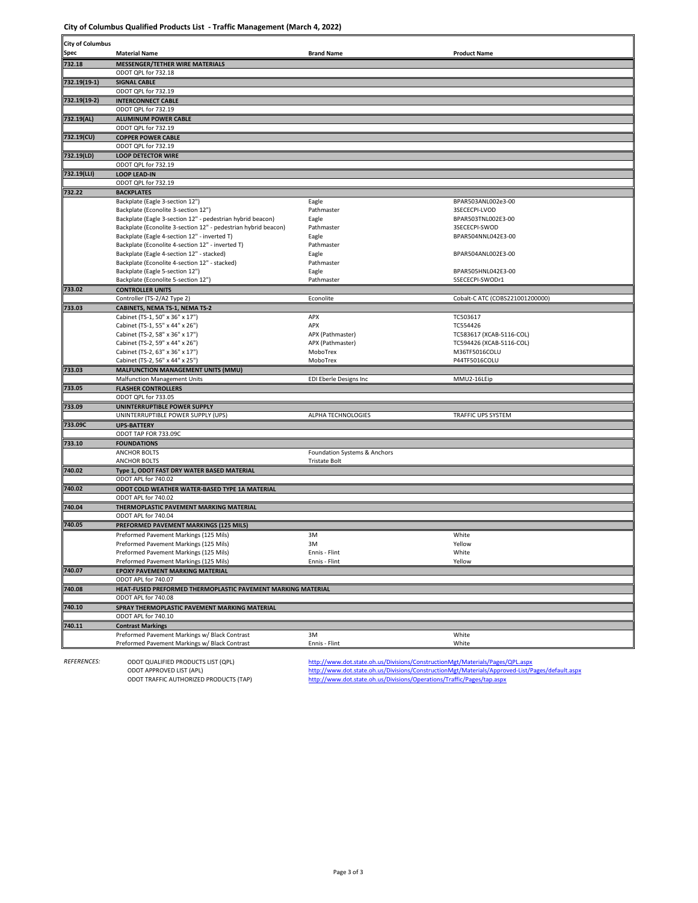## City of Columbus Qualified Products List - Traffic Management (March 4, 2022)

| City of Columbus Spec | Material Name | Brand Name | Product Name |
|---|---|---|---|
| 732.18 | **MESSENGER/TETHER WIRE MATERIALS** | | |
| | ODOT QPL for 732.18 | | |
| 732.19(19-1) | **SIGNAL CABLE** | | |
| | ODOT QPL for 732.19 | | |
| 732.19(19-2) | **INTERCONNECT CABLE** | | |
| | ODOT QPL for 732.19 | | |
| 732.19(AL) | **ALUMINUM POWER CABLE** | | |
| | ODOT QPL for 732.19 | | |
| 732.19(CU) | **COPPER POWER CABLE** | | |
| | ODOT QPL for 732.19 | | |
| 732.19(LD) | **LOOP DETECTOR WIRE** | | |
| | ODOT QPL for 732.19 | | |
| 732.19(LLI) | **LOOP LEAD-IN** | | |
| | ODOT QPL for 732.19 | | |
| 732.22 | **BACKPLATES** | | |
| | Backplate (Eagle 3-section 12") | Eagle | BPAR503ANL002e3-00 |
| | Backplate (Econolite 3-section 12") | Pathmaster | 3SECECPI-LVOD |
| | Backplate (Eagle 3-section 12" - pedestrian hybrid beacon) | Eagle | BPAR503TNL002E3-00 |
| | Backplate (Econolite 3-section 12" - pedestrian hybrid beacon) | Pathmaster | 3SECECPI-SWOD |
| | Backplate (Eagle 4-section 12" - inverted T) | Eagle | BPAR504NNL042E3-00 |
| | Backplate (Econolite 4-section 12" - inverted T) | Pathmaster | |
| | Backplate (Eagle 4-section 12" - stacked) | Eagle | BPAR504ANL002E3-00 |
| | Backplate (Econolite 4-section 12" - stacked) | Pathmaster | |
| | Backplate (Eagle 5-section 12") | Eagle | BPAR505HNL042E3-00 |
| | Backplate (Econolite 5-section 12") | Pathmaster | 5SECECPI-SWODr1 |
| 733.02 | **CONTROLLER UNITS** | | |
| | Controller (TS-2/A2 Type 2) | Econolite | Cobalt-C ATC (COBS221001200000) |
| 733.03 | **CABINETS, NEMA TS-1, NEMA TS-2** | | |
| | Cabinet (TS-1, 50" x 36" x 17") | APX | TC503617 |
| | Cabinet (TS-1, 55" x 44" x 26") | APX | TC554426 |
| | Cabinet (TS-2, 58" x 36" x 17") | APX (Pathmaster) | TC583617 (XCAB-5116-COL) |
| | Cabinet (TS-2, 59" x 44" x 26") | APX (Pathmaster) | TC594426 (XCAB-5116-COL) |
| | Cabinet (TS-2, 63" x 36" x 17") | MoboTrex | M36TF5016COLU |
| | Cabinet (TS-2, 56" x 44" x 25") | MoboTrex | P44TF5016COLU |
| 733.03 | **MALFUNCTION MANAGEMENT UNITS (MMU)** | | |
| | Malfunction Management Units | EDI Eberle Designs Inc | MMU2-16LEip |
| 733.05 | **FLASHER CONTROLLERS** | | |
| | ODOT QPL for 733.05 | | |
| 733.09 | **UNINTERRUPTIBLE POWER SUPPLY** | | |
| | UNINTERRUPTIBLE POWER SUPPLY (UPS) | ALPHA TECHNOLOGIES | TRAFFIC UPS SYSTEM |
| 733.09C | **UPS-BATTERY** | | |
| | ODOT TAP FOR 733.09C | | |
| 733.10 | **FOUNDATIONS** | | |
| | ANCHOR BOLTS | Foundation Systems & Anchors | |
| | ANCHOR BOLTS | Tristate Bolt | |
| 740.02 | **Type 1, ODOT FAST DRY WATER BASED MATERIAL** | | |
| | ODOT APL for 740.02 | | |
| 740.02 | **ODOT COLD WEATHER WATER-BASED TYPE 1A MATERIAL** | | |
| | ODOT APL for 740.02 | | |
| 740.04 | **THERMOPLASTIC PAVEMENT MARKING MATERIAL** | | |
| | ODOT APL for 740.04 | | |
| 740.05 | **PREFORMED PAVEMENT MARKINGS (125 MILS)** | | |
| | Preformed Pavement Markings (125 Mils) | 3M | White |
| | Preformed Pavement Markings (125 Mils) | 3M | Yellow |
| | Preformed Pavement Markings (125 Mils) | Ennis - Flint | White |
| | Preformed Pavement Markings (125 Mils) | Ennis - Flint | Yellow |
| 740.07 | **EPOXY PAVEMENT MARKING MATERIAL** | | |
| | ODOT APL for 740.07 | | |
| 740.08 | **HEAT-FUSED PREFORMED THERMOPLASTIC PAVEMENT MARKING MATERIAL** | | |
| | ODOT APL for 740.08 | | |
| 740.10 | **SPRAY THERMOPLASTIC PAVEMENT MARKING MATERIAL** | | |
| | ODOT APL for 740.10 | | |
| 740.11 | **Contrast Markings** | | |
| | Preformed Pavement Markings w/ Black Contrast | 3M | White |
| | Preformed Pavement Markings w/ Black Contrast | Ennis - Flint | White |

*REFERENCES:*

ODOT QUALIFIED PRODUCTS LIST (QPL) http://www.dot.state.oh.us/Divisions/ConstructionMgt/Materials/Pages/QPL.aspx

ODOT APPROVED LIST (APL) http://www.dot.state.oh.us/Divisions/ConstructionMgt/Materials/Approved-List/Pages/default.aspx

ODOT TRAFFIC AUTHORIZED PRODUCTS (TAP) http://www.dot.state.oh.us/Divisions/Operations/Traffic/Pages/tap.aspx